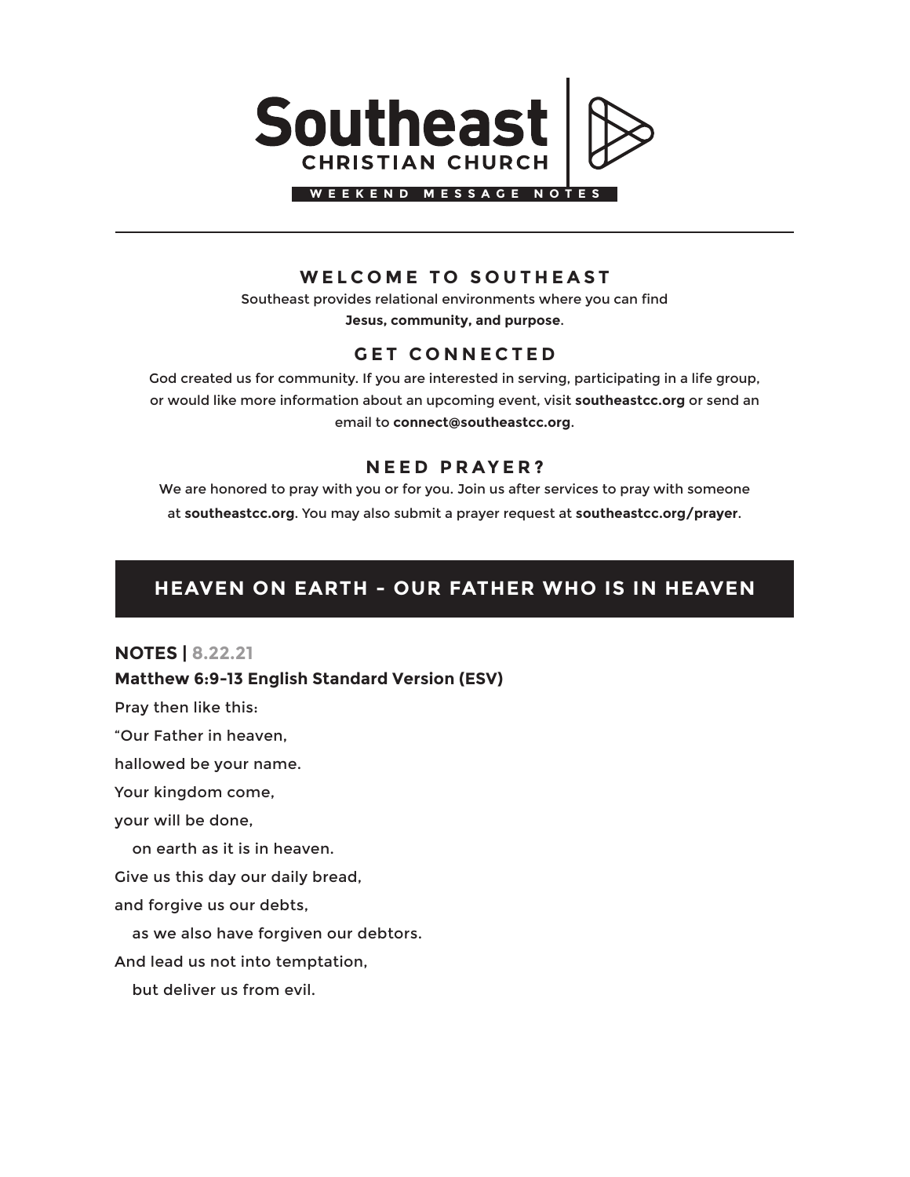# Southeast

**CHRISTIAN CHURCH**

WEEKEND MESSAGE NOTES

## WELCOME TO SOUTHEAST

Southeast provides relational environments where you can find **Jesus, community, and purpose**.

## GET CONNECTED

God created us for community. If you are interested in serving, participating in a life group, or would like more information about an upcoming event, visit **southeastcc.org** or send an email to **connect@southeastcc.org**.

## NEED PRAYER?

We are honored to pray with you or for you. Join us after services to pray with someone at **southeastcc.org**. You may also submit a prayer request at **southeastcc.org/prayer**.

## HEAVEN ON EARTH - OUR FATHER WHO IS IN HEAVEN

**NOTES | 8.22.21**

**Matthew 6:9-13 English Standard Version (ESV)**

Pray then like this:

"Our Father in heaven,

hallowed be your name.

Your kingdom come,

your will be done,

on earth as it is in heaven.

Give us this day our daily bread,

and forgive us our debts,

as we also have forgiven our debtors.

And lead us not into temptation,

but deliver us from evil.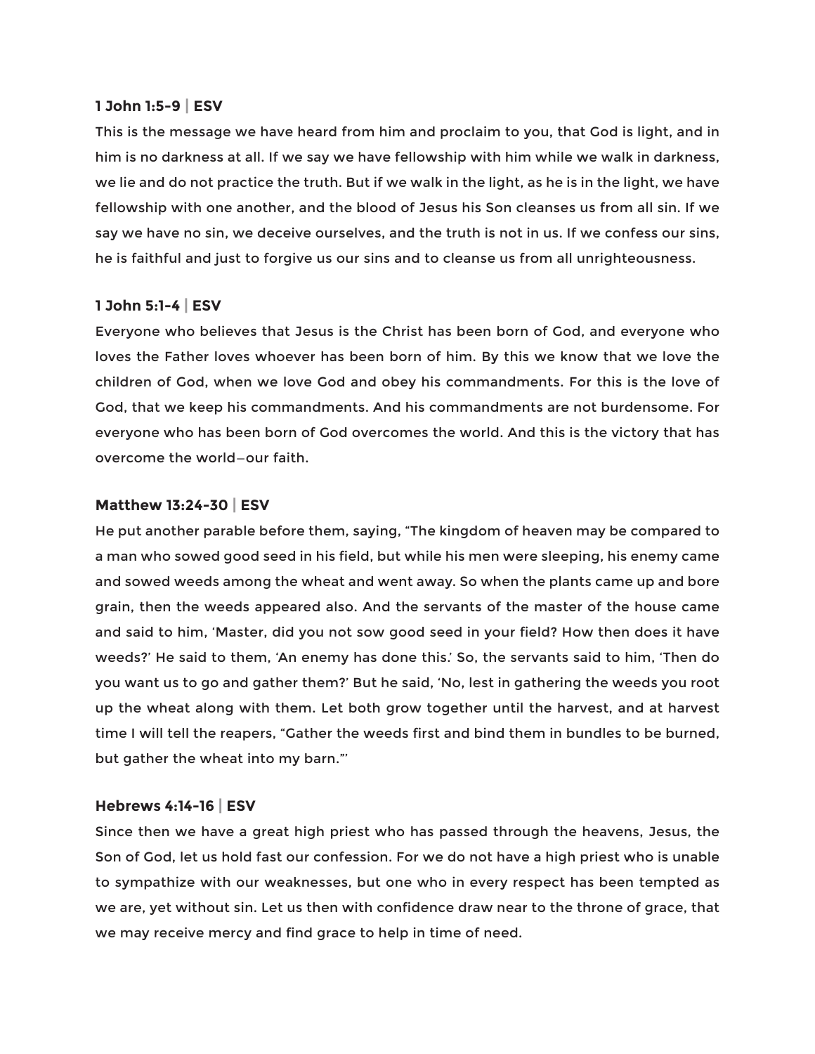**1 John 1:5-9 | ESV**

This is the message we have heard from him and proclaim to you, that God is light, and in him is no darkness at all. If we say we have fellowship with him while we walk in darkness, we lie and do not practice the truth. But if we walk in the light, as he is in the light, we have fellowship with one another, and the blood of Jesus his Son cleanses us from all sin. If we say we have no sin, we deceive ourselves, and the truth is not in us. If we confess our sins, he is faithful and just to forgive us our sins and to cleanse us from all unrighteousness.

**1 John 5:1-4 | ESV**

Everyone who believes that Jesus is the Christ has been born of God, and everyone who loves the Father loves whoever has been born of him. By this we know that we love the children of God, when we love God and obey his commandments. For this is the love of God, that we keep his commandments. And his commandments are not burdensome. For everyone who has been born of God overcomes the world. And this is the victory that has overcome the world—our faith.

**Matthew 13:24-30 | ESV**

He put another parable before them, saying, "The kingdom of heaven may be compared to a man who sowed good seed in his field, but while his men were sleeping, his enemy came and sowed weeds among the wheat and went away. So when the plants came up and bore grain, then the weeds appeared also. And the servants of the master of the house came and said to him, 'Master, did you not sow good seed in your field? How then does it have weeds?' He said to them, 'An enemy has done this.' So, the servants said to him, 'Then do you want us to go and gather them?' But he said, 'No, lest in gathering the weeds you root up the wheat along with them. Let both grow together until the harvest, and at harvest time I will tell the reapers, "Gather the weeds first and bind them in bundles to be burned, but gather the wheat into my barn."'

**Hebrews 4:14-16 | ESV**

Since then we have a great high priest who has passed through the heavens, Jesus, the Son of God, let us hold fast our confession. For we do not have a high priest who is unable to sympathize with our weaknesses, but one who in every respect has been tempted as we are, yet without sin. Let us then with confidence draw near to the throne of grace, that we may receive mercy and find grace to help in time of need.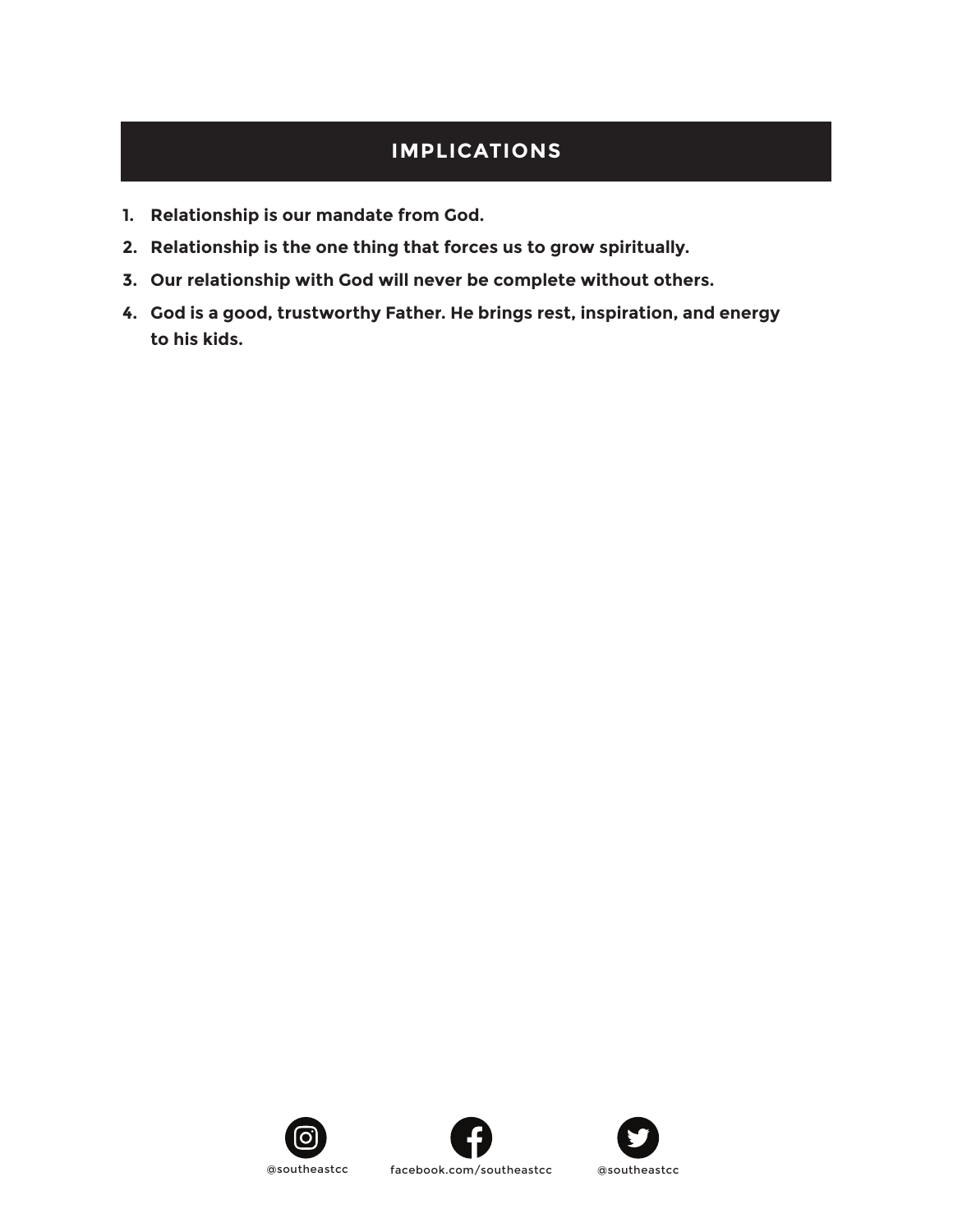## IMPLICATIONS

1. **Relationship is our mandate from God.**
2. **Relationship is the one thing that forces us to grow spiritually.**
3. **Our relationship with God will never be complete without others.**
4. **God is a good, trustworthy Father. He brings rest, inspiration, and energy to his kids.**

@southeastcc facebook.com/southeastcc @southeastcc